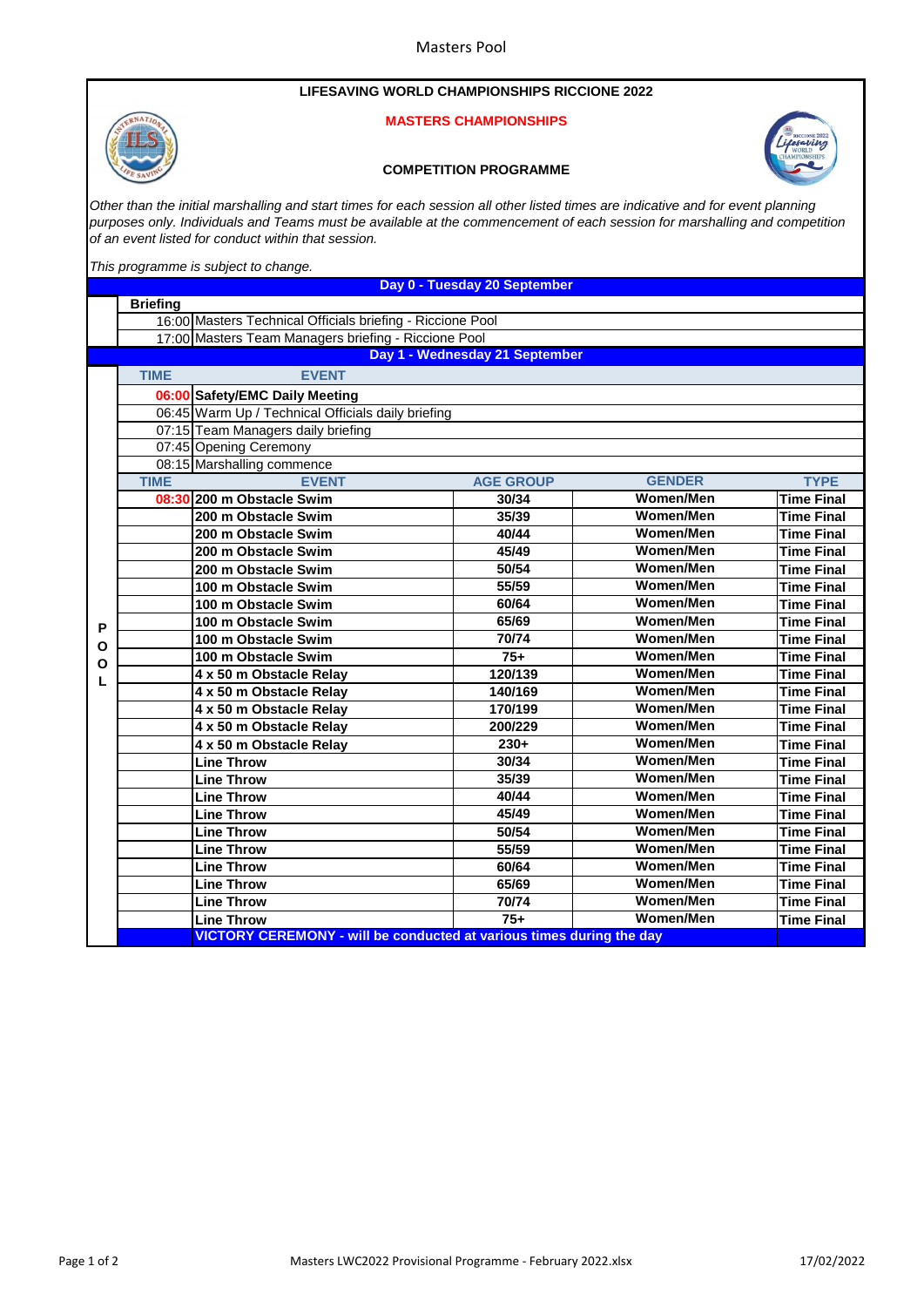Masters Pool

# LIFESAVING WORLD CHAMPIONSHIPS RICCIONE 2022

## MASTERS CHAMPIONSHIPS

### COMPETITION PROGRAMME

*Other than the initial marshalling and start times for each session all other listed times are indicative and for event planning purposes only. Individuals and Teams must be available at the commencement of each session for marshalling and competition of an event listed for conduct within that session.*

*This programme is subject to change.*

## Day 0 - Tuesday 20 September

**Briefing**

| TIME | EVENT |
|---|---|
| 16:00 | Masters Technical Officials briefing - Riccione Pool |
| 17:00 | Masters Team Managers briefing - Riccione Pool |

## Day 1 - Wednesday 21 September

| TIME | EVENT |
|---|---|
| 06:00 | **Safety/EMC Daily Meeting** |
| 06:45 | Warm Up / Technical Officials daily briefing |
| 07:15 | Team Managers daily briefing |
| 07:45 | Opening Ceremony |
| 08:15 | Marshalling commence |

**POOL**

| TIME | EVENT | AGE GROUP | GENDER | TYPE |
|---|---|---|---|---|
| 08:30 | **200 m Obstacle Swim** | **30/34** | **Women/Men** | **Time Final** |
| | **200 m Obstacle Swim** | **35/39** | **Women/Men** | **Time Final** |
| | **200 m Obstacle Swim** | **40/44** | **Women/Men** | **Time Final** |
| | **200 m Obstacle Swim** | **45/49** | **Women/Men** | **Time Final** |
| | **200 m Obstacle Swim** | **50/54** | **Women/Men** | **Time Final** |
| | **100 m Obstacle Swim** | **55/59** | **Women/Men** | **Time Final** |
| | **100 m Obstacle Swim** | **60/64** | **Women/Men** | **Time Final** |
| | **100 m Obstacle Swim** | **65/69** | **Women/Men** | **Time Final** |
| | **100 m Obstacle Swim** | **70/74** | **Women/Men** | **Time Final** |
| | **100 m Obstacle Swim** | **75+** | **Women/Men** | **Time Final** |
| | **4 x 50 m Obstacle Relay** | **120/139** | **Women/Men** | **Time Final** |
| | **4 x 50 m Obstacle Relay** | **140/169** | **Women/Men** | **Time Final** |
| | **4 x 50 m Obstacle Relay** | **170/199** | **Women/Men** | **Time Final** |
| | **4 x 50 m Obstacle Relay** | **200/229** | **Women/Men** | **Time Final** |
| | **4 x 50 m Obstacle Relay** | **230+** | **Women/Men** | **Time Final** |
| | **Line Throw** | **30/34** | **Women/Men** | **Time Final** |
| | **Line Throw** | **35/39** | **Women/Men** | **Time Final** |
| | **Line Throw** | **40/44** | **Women/Men** | **Time Final** |
| | **Line Throw** | **45/49** | **Women/Men** | **Time Final** |
| | **Line Throw** | **50/54** | **Women/Men** | **Time Final** |
| | **Line Throw** | **55/59** | **Women/Men** | **Time Final** |
| | **Line Throw** | **60/64** | **Women/Men** | **Time Final** |
| | **Line Throw** | **65/69** | **Women/Men** | **Time Final** |
| | **Line Throw** | **70/74** | **Women/Men** | **Time Final** |
| | **Line Throw** | **75+** | **Women/Men** | **Time Final** |
| | **VICTORY CEREMONY - will be conducted at various times during the day** | | | |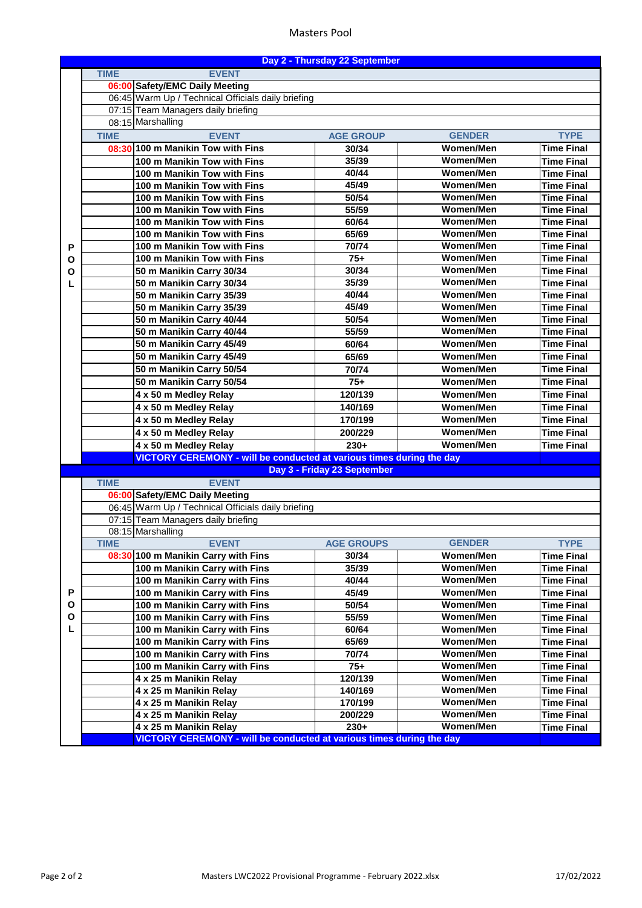## Masters Pool

### Day 2 - Thursday 22 September

| | TIME | EVENT | | | |
|---|---|---|---|---|---|
| | 06:00 | **Safety/EMC Daily Meeting** | | | |
| | 06:45 | Warm Up / Technical Officials daily briefing | | | |
| | 07:15 | Team Managers daily briefing | | | |
| | 08:15 | Marshalling | | | |
| | **TIME** | **EVENT** | **AGE GROUP** | **GENDER** | **TYPE** |
| | 08:30 | 100 m Manikin Tow with Fins | 30/34 | Women/Men | Time Final |
| | | 100 m Manikin Tow with Fins | 35/39 | Women/Men | Time Final |
| | | 100 m Manikin Tow with Fins | 40/44 | Women/Men | Time Final |
| | | 100 m Manikin Tow with Fins | 45/49 | Women/Men | Time Final |
| | | 100 m Manikin Tow with Fins | 50/54 | Women/Men | Time Final |
| | | 100 m Manikin Tow with Fins | 55/59 | Women/Men | Time Final |
| | | 100 m Manikin Tow with Fins | 60/64 | Women/Men | Time Final |
| | | 100 m Manikin Tow with Fins | 65/69 | Women/Men | Time Final |
| P | | 100 m Manikin Tow with Fins | 70/74 | Women/Men | Time Final |
| O | | 100 m Manikin Tow with Fins | 75+ | Women/Men | Time Final |
| O | | 50 m Manikin Carry 30/34 | 30/34 | Women/Men | Time Final |
| L | | 50 m Manikin Carry 30/34 | 35/39 | Women/Men | Time Final |
| | | 50 m Manikin Carry 35/39 | 40/44 | Women/Men | Time Final |
| | | 50 m Manikin Carry 35/39 | 45/49 | Women/Men | Time Final |
| | | 50 m Manikin Carry 40/44 | 50/54 | Women/Men | Time Final |
| | | 50 m Manikin Carry 40/44 | 55/59 | Women/Men | Time Final |
| | | 50 m Manikin Carry 45/49 | 60/64 | Women/Men | Time Final |
| | | 50 m Manikin Carry 45/49 | 65/69 | Women/Men | Time Final |
| | | 50 m Manikin Carry 50/54 | 70/74 | Women/Men | Time Final |
| | | 50 m Manikin Carry 50/54 | 75+ | Women/Men | Time Final |
| | | 4 x 50 m Medley Relay | 120/139 | Women/Men | Time Final |
| | | 4 x 50 m Medley Relay | 140/169 | Women/Men | Time Final |
| | | 4 x 50 m Medley Relay | 170/199 | Women/Men | Time Final |
| | | 4 x 50 m Medley Relay | 200/229 | Women/Men | Time Final |
| | | 4 x 50 m Medley Relay | 230+ | Women/Men | Time Final |
| | | **VICTORY CEREMONY - will be conducted at various times during the day** | | | |

### Day 3 - Friday 23 September

| | TIME | EVENT | | | |
|---|---|---|---|---|---|
| | 06:00 | **Safety/EMC Daily Meeting** | | | |
| | 06:45 | Warm Up / Technical Officials daily briefing | | | |
| | 07:15 | Team Managers daily briefing | | | |
| | 08:15 | Marshalling | | | |
| | **TIME** | **EVENT** | **AGE GROUPS** | **GENDER** | **TYPE** |
| | 08:30 | 100 m Manikin Carry with Fins | 30/34 | Women/Men | Time Final |
| | | 100 m Manikin Carry with Fins | 35/39 | Women/Men | Time Final |
| | | 100 m Manikin Carry with Fins | 40/44 | Women/Men | Time Final |
| P | | 100 m Manikin Carry with Fins | 45/49 | Women/Men | Time Final |
| O | | 100 m Manikin Carry with Fins | 50/54 | Women/Men | Time Final |
| O | | 100 m Manikin Carry with Fins | 55/59 | Women/Men | Time Final |
| L | | 100 m Manikin Carry with Fins | 60/64 | Women/Men | Time Final |
| | | 100 m Manikin Carry with Fins | 65/69 | Women/Men | Time Final |
| | | 100 m Manikin Carry with Fins | 70/74 | Women/Men | Time Final |
| | | 100 m Manikin Carry with Fins | 75+ | Women/Men | Time Final |
| | | 4 x 25 m Manikin Relay | 120/139 | Women/Men | Time Final |
| | | 4 x 25 m Manikin Relay | 140/169 | Women/Men | Time Final |
| | | 4 x 25 m Manikin Relay | 170/199 | Women/Men | Time Final |
| | | 4 x 25 m Manikin Relay | 200/229 | Women/Men | Time Final |
| | | 4 x 25 m Manikin Relay | 230+ | Women/Men | Time Final |
| | | **VICTORY CEREMONY - will be conducted at various times during the day** | | | |